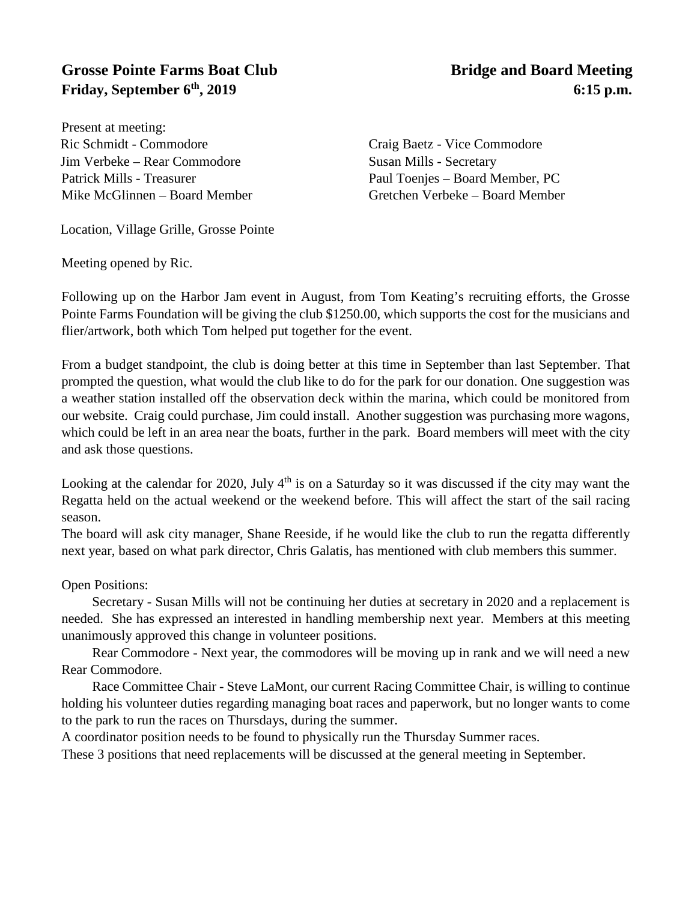**Grosse Pointe Farms Boat Club** **Bridge and Board Meeting**
**Friday, September 6th, 2019** **6:15 p.m.**

Present at meeting:

Ric Schmidt - Commodore
Craig Baetz - Vice Commodore
Jim Verbeke – Rear Commodore
Susan Mills - Secretary
Patrick Mills - Treasurer
Paul Toenjes – Board Member, PC
Mike McGlinnen – Board Member
Gretchen Verbeke – Board Member

Location, Village Grille, Grosse Pointe

Meeting opened by Ric.

Following up on the Harbor Jam event in August, from Tom Keating's recruiting efforts, the Grosse Pointe Farms Foundation will be giving the club $1250.00, which supports the cost for the musicians and flier/artwork, both which Tom helped put together for the event.

From a budget standpoint, the club is doing better at this time in September than last September. That prompted the question, what would the club like to do for the park for our donation. One suggestion was a weather station installed off the observation deck within the marina, which could be monitored from our website. Craig could purchase, Jim could install. Another suggestion was purchasing more wagons, which could be left in an area near the boats, further in the park. Board members will meet with the city and ask those questions.

Looking at the calendar for 2020, July 4th is on a Saturday so it was discussed if the city may want the Regatta held on the actual weekend or the weekend before. This will affect the start of the sail racing season.
The board will ask city manager, Shane Reeside, if he would like the club to run the regatta differently next year, based on what park director, Chris Galatis, has mentioned with club members this summer.

Open Positions:

Secretary - Susan Mills will not be continuing her duties at secretary in 2020 and a replacement is needed. She has expressed an interested in handling membership next year. Members at this meeting unanimously approved this change in volunteer positions.

Rear Commodore - Next year, the commodores will be moving up in rank and we will need a new Rear Commodore.

Race Committee Chair - Steve LaMont, our current Racing Committee Chair, is willing to continue holding his volunteer duties regarding managing boat races and paperwork, but no longer wants to come to the park to run the races on Thursdays, during the summer.
A coordinator position needs to be found to physically run the Thursday Summer races.
These 3 positions that need replacements will be discussed at the general meeting in September.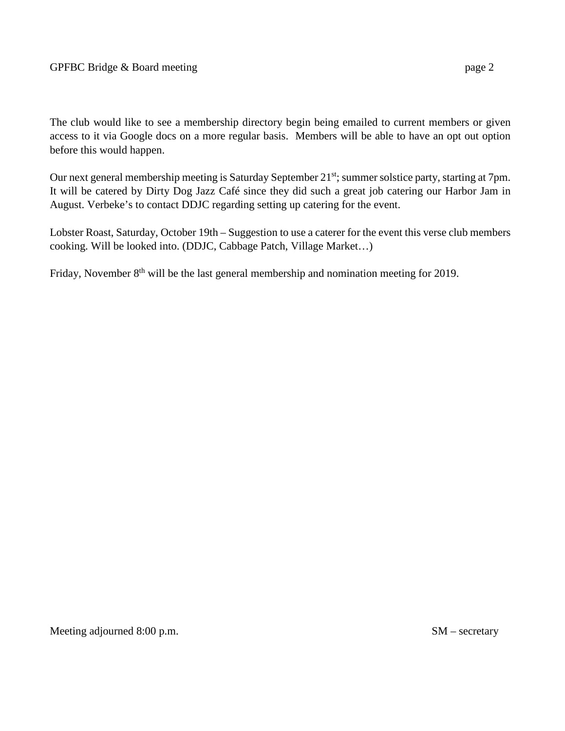The club would like to see a membership directory begin being emailed to current members or given access to it via Google docs on a more regular basis. Members will be able to have an opt out option before this would happen.

Our next general membership meeting is Saturday September 21st; summer solstice party, starting at 7pm. It will be catered by Dirty Dog Jazz Café since they did such a great job catering our Harbor Jam in August. Verbeke's to contact DDJC regarding setting up catering for the event.

Lobster Roast, Saturday, October 19th – Suggestion to use a caterer for the event this verse club members cooking. Will be looked into. (DDJC, Cabbage Patch, Village Market…)

Friday, November 8th will be the last general membership and nomination meeting for 2019.

Meeting adjourned 8:00 p.m. SM – secretary